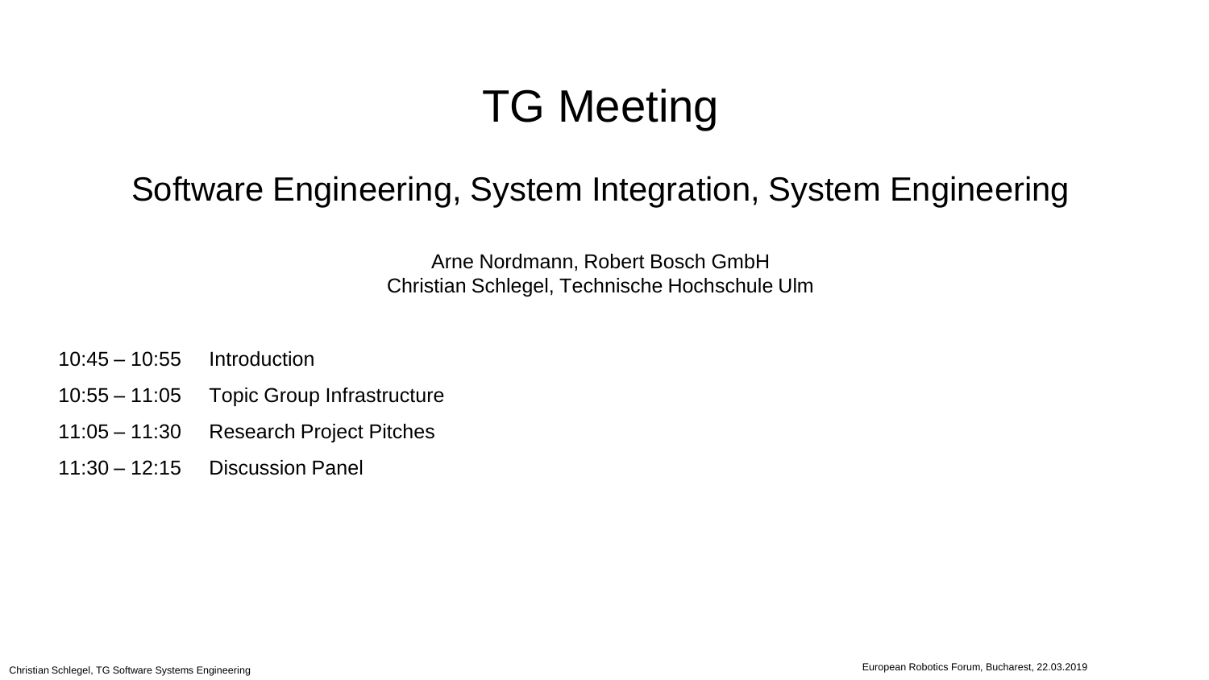# TG Meeting

## Software Engineering, System Integration, System Engineering

Arne Nordmann, Robert Bosch GmbH
Christian Schlegel, Technische Hochschule Ulm

- 10:45 – 10:55 Introduction
- 10:55 – 11:05 Topic Group Infrastructure
- 11:05 – 11:30 Research Project Pitches
- 11:30 – 12:15 Discussion Panel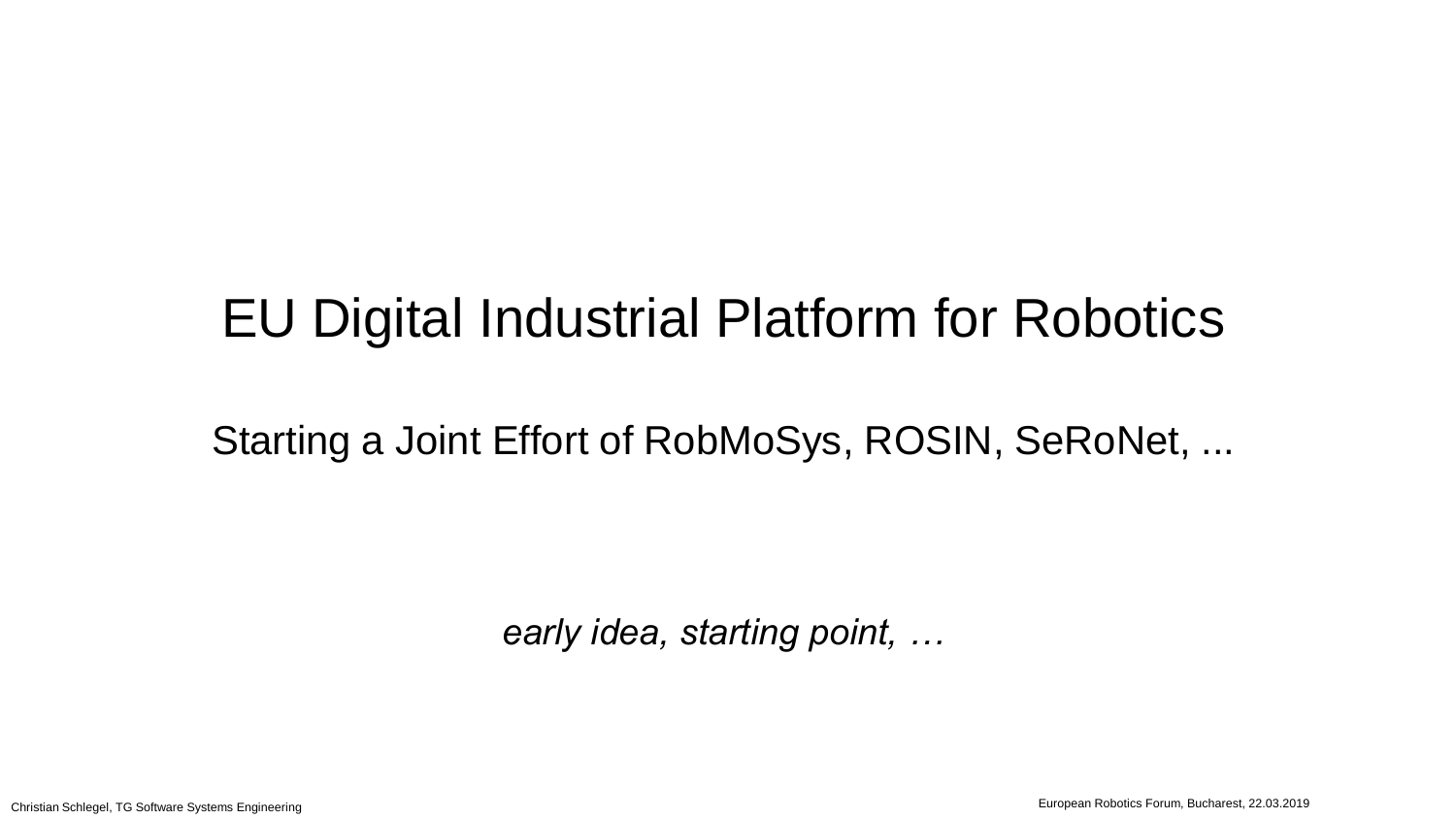# EU Digital Industrial Platform for Robotics

## Starting a Joint Effort of RobMoSys, ROSIN, SeRoNet, ...

*early idea, starting point, …*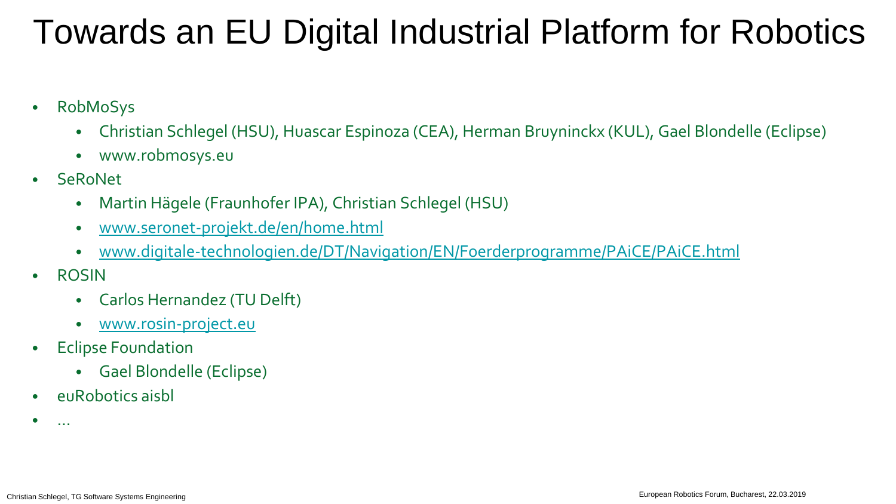# Towards an EU Digital Industrial Platform for Robotics

- RobMoSys
  - Christian Schlegel (HSU), Huascar Espinoza (CEA), Herman Bruyninckx (KUL), Gael Blondelle (Eclipse)
  - www.robmosys.eu
- SeRoNet
  - Martin Hägele (Fraunhofer IPA), Christian Schlegel (HSU)
  - www.seronet-projekt.de/en/home.html
  - www.digitale-technologien.de/DT/Navigation/EN/Foerderprogramme/PAiCE/PAiCE.html
- ROSIN
  - Carlos Hernandez (TU Delft)
  - www.rosin-project.eu
- Eclipse Foundation
  - Gael Blondelle (Eclipse)
- euRobotics aisbl
- …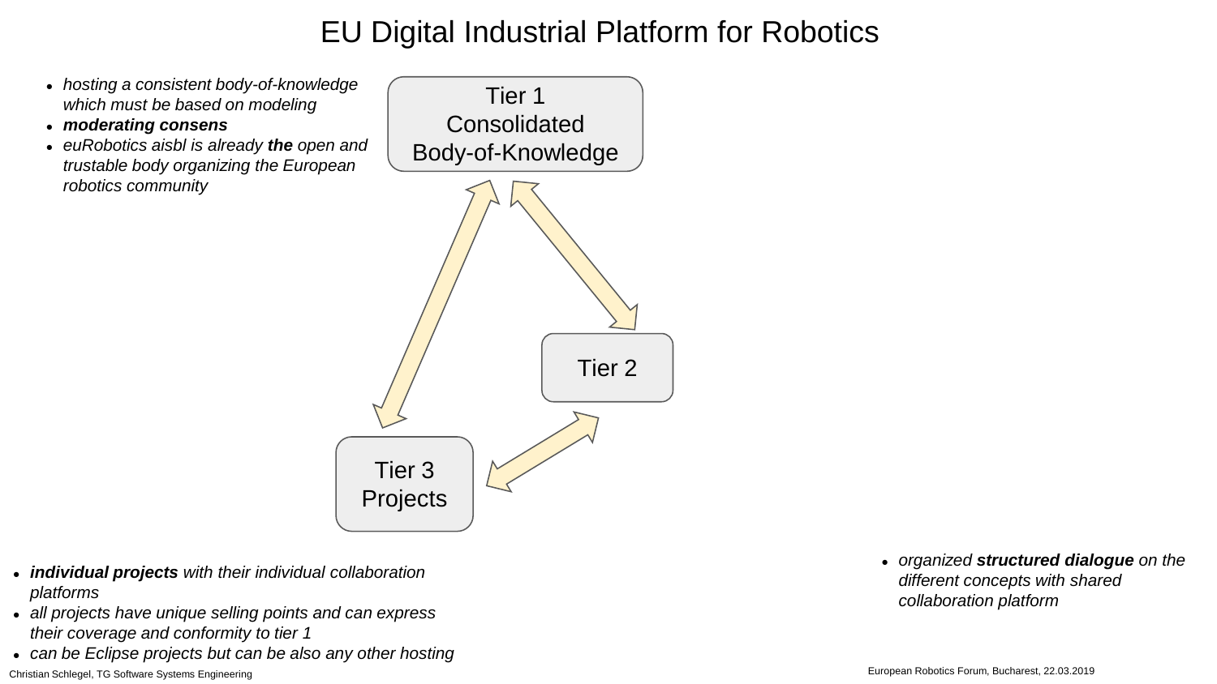# EU Digital Industrial Platform for Robotics

- *hosting a consistent body-of-knowledge which must be based on modeling*
- ***moderating consens***
- *euRobotics aisbl is already **the** open and trustable body organizing the European robotics community*

Tier 1
Consolidated
Body-of-Knowledge

Tier 2

Tier 3
Projects

- ***individual projects** with their individual collaboration platforms*
- *all projects have unique selling points and can express their coverage and conformity to tier 1*
- *can be Eclipse projects but can be also any other hosting*

- *organized **structured dialogue** on the different concepts with shared collaboration platform*

Christian Schlegel, TG Software Systems Engineering

European Robotics Forum, Bucharest, 22.03.2019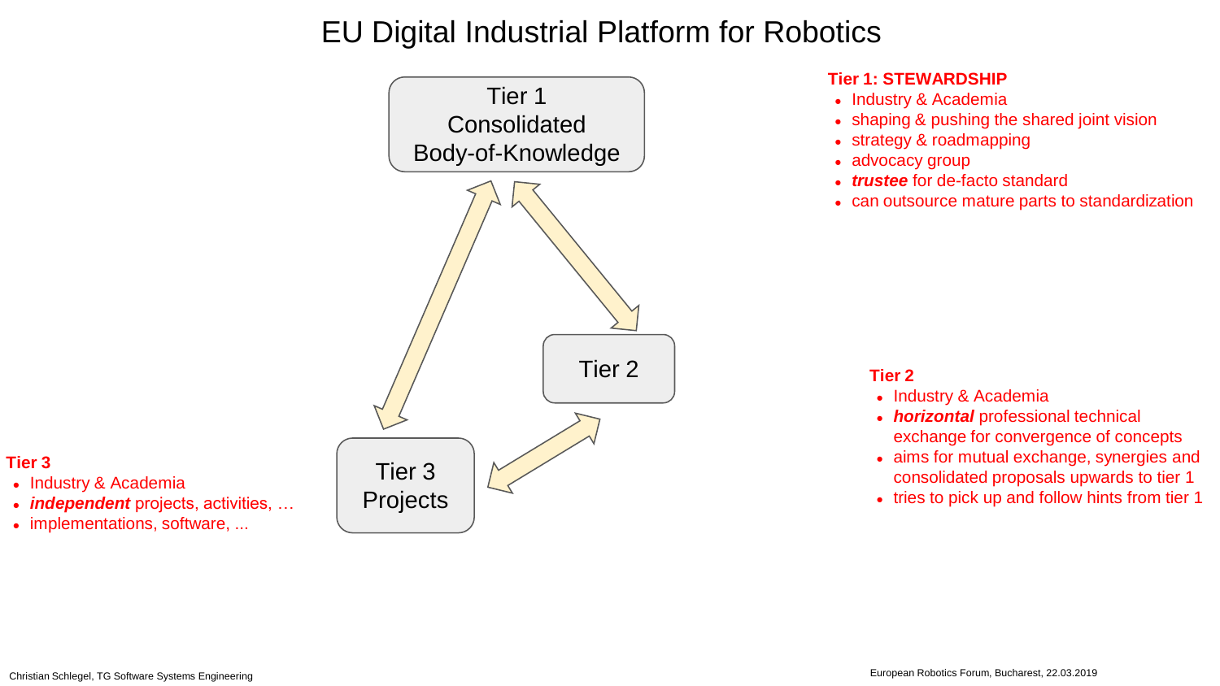# EU Digital Industrial Platform for Robotics

Tier 1
Consolidated
Body-of-Knowledge

Tier 2

Tier 3
Projects

**Tier 1: STEWARDSHIP**

- Industry & Academia
- shaping & pushing the shared joint vision
- strategy & roadmapping
- advocacy group
- ***trustee*** for de-facto standard
- can outsource mature parts to standardization

**Tier 2**

- Industry & Academia
- ***horizontal*** professional technical exchange for convergence of concepts
- aims for mutual exchange, synergies and consolidated proposals upwards to tier 1
- tries to pick up and follow hints from tier 1

**Tier 3**

- Industry & Academia
- ***independent*** projects, activities, …
- implementations, software, ...

Christian Schlegel, TG Software Systems Engineering

European Robotics Forum, Bucharest, 22.03.2019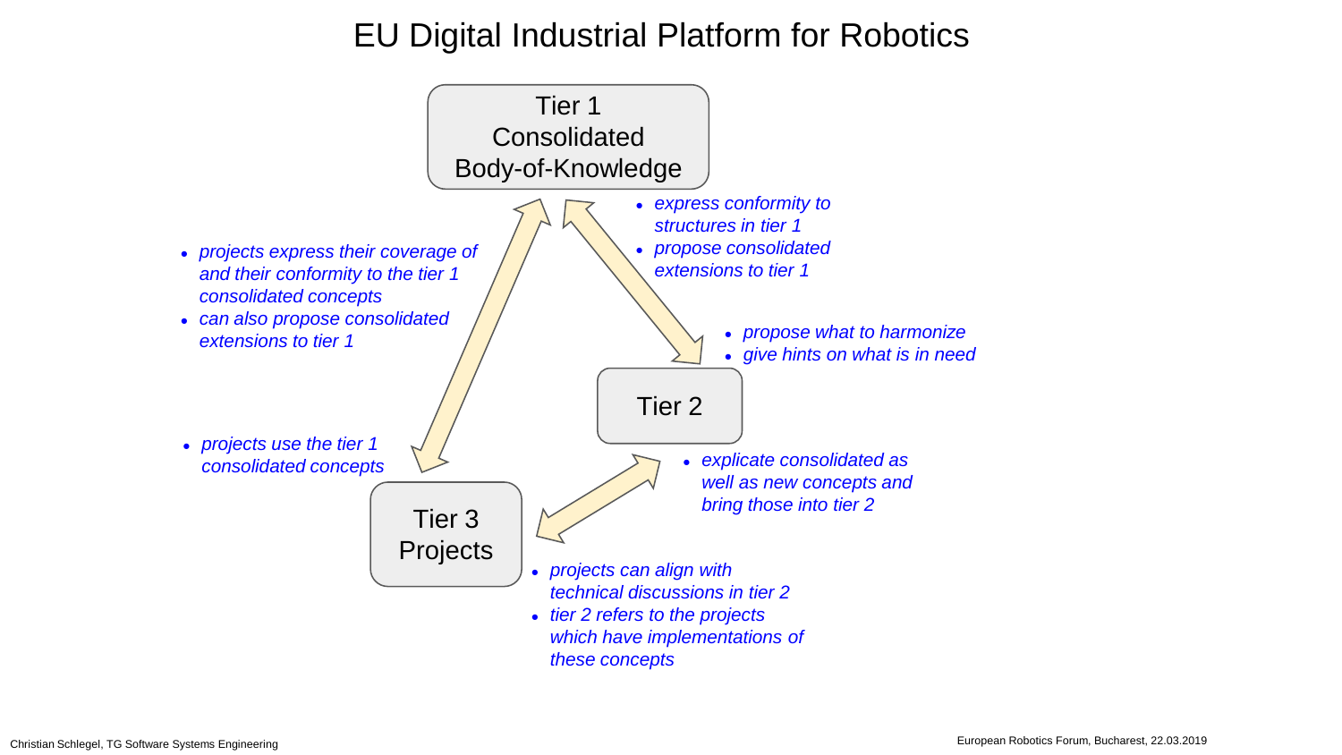# EU Digital Industrial Platform for Robotics

Tier 1
Consolidated
Body-of-Knowledge

Tier 2

Tier 3
Projects

- *projects express their coverage of and their conformity to the tier 1 consolidated concepts*
- *can also propose consolidated extensions to tier 1*

- *projects use the tier 1 consolidated concepts*

- *express conformity to structures in tier 1*
- *propose consolidated extensions to tier 1*

- *propose what to harmonize*
- *give hints on what is in need*

- *explicate consolidated as well as new concepts and bring those into tier 2*

- *projects can align with technical discussions in tier 2*
- *tier 2 refers to the projects which have implementations of these concepts*

Christian Schlegel, TG Software Systems Engineering

European Robotics Forum, Bucharest, 22.03.2019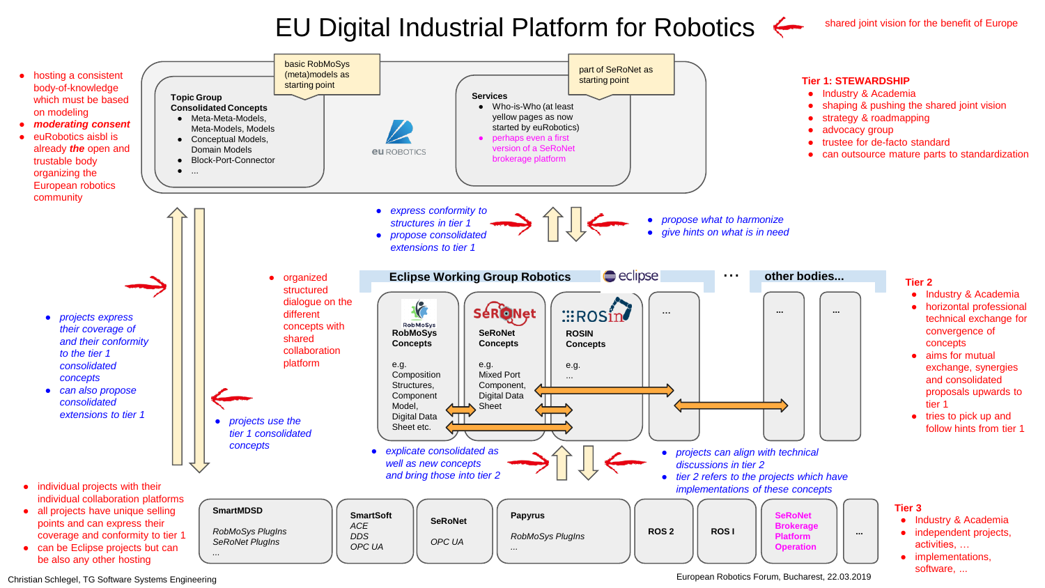# EU Digital Industrial Platform for Robotics

shared joint vision for the benefit of Europe

- hosting a consistent body-of-knowledge which must be based on modeling
- ***moderating consent***
- euRobotics aisbl is already ***the*** open and trustable body organizing the European robotics community

basic RobMoSys (meta)models as starting point

**Topic Group Consolidated Concepts**
- Meta-Meta-Models, Meta-Models, Models
- Conceptual Models, Domain Models
- Block-Port-Connector
- ...

eu ROBOTICS

part of SeRoNet as starting point

**Services**
- Who-is-Who (at least yellow pages as now started by euRobotics)
- perhaps even a first version of a SeRoNet brokerage platform

**Tier 1: STEWARDSHIP**
- Industry & Academia
- shaping & pushing the shared joint vision
- strategy & roadmapping
- advocacy group
- trustee for de-facto standard
- can outsource mature parts to standardization

- *express conformity to structures in tier 1*
- *propose consolidated extensions to tier 1*

- *propose what to harmonize*
- *give hints on what is in need*

- *projects express their coverage of and their conformity to the tier 1 consolidated concepts*
- *can also propose consolidated extensions to tier 1*

- organized structured dialogue on the different concepts with shared collaboration platform

- *projects use the tier 1 consolidated concepts*

**Eclipse Working Group Robotics** eclipse ... **other bodies...**

**RobMoSys Concepts**
e.g. Composition Structures, Component Model, Digital Data Sheet etc.

**SeRoNet Concepts**
e.g. Mixed Port Component, Digital Data Sheet

**ROSIN Concepts**
e.g. ...

...

...

...

**Tier 2**
- Industry & Academia
- horizontal professional technical exchange for convergence of concepts
- aims for mutual exchange, synergies and consolidated proposals upwards to tier 1
- tries to pick up and follow hints from tier 1

- *explicate consolidated as well as new concepts and bring those into tier 2*

- *projects can align with technical discussions in tier 2*
- *tier 2 refers to the projects which have implementations of these concepts*

- individual projects with their individual collaboration platforms
- all projects have unique selling points and can express their coverage and conformity to tier 1
- can be Eclipse projects but can be also any other hosting

**SmartMDSD**
*RobMoSys PlugIns*
*SeRoNet PlugIns*
*...*

**SmartSoft**
*ACE*
*DDS*
*OPC UA*

**SeRoNet**
*OPC UA*

**Papyrus**
*RobMoSys PlugIns*
*...*

**ROS 2**

**ROS I**

**SeRoNet Brokerage Platform Operation**

**...**

**Tier 3**
- Industry & Academia
- independent projects, activities, …
- implementations, software, ...

Christian Schlegel, TG Software Systems Engineering

European Robotics Forum, Bucharest, 22.03.2019